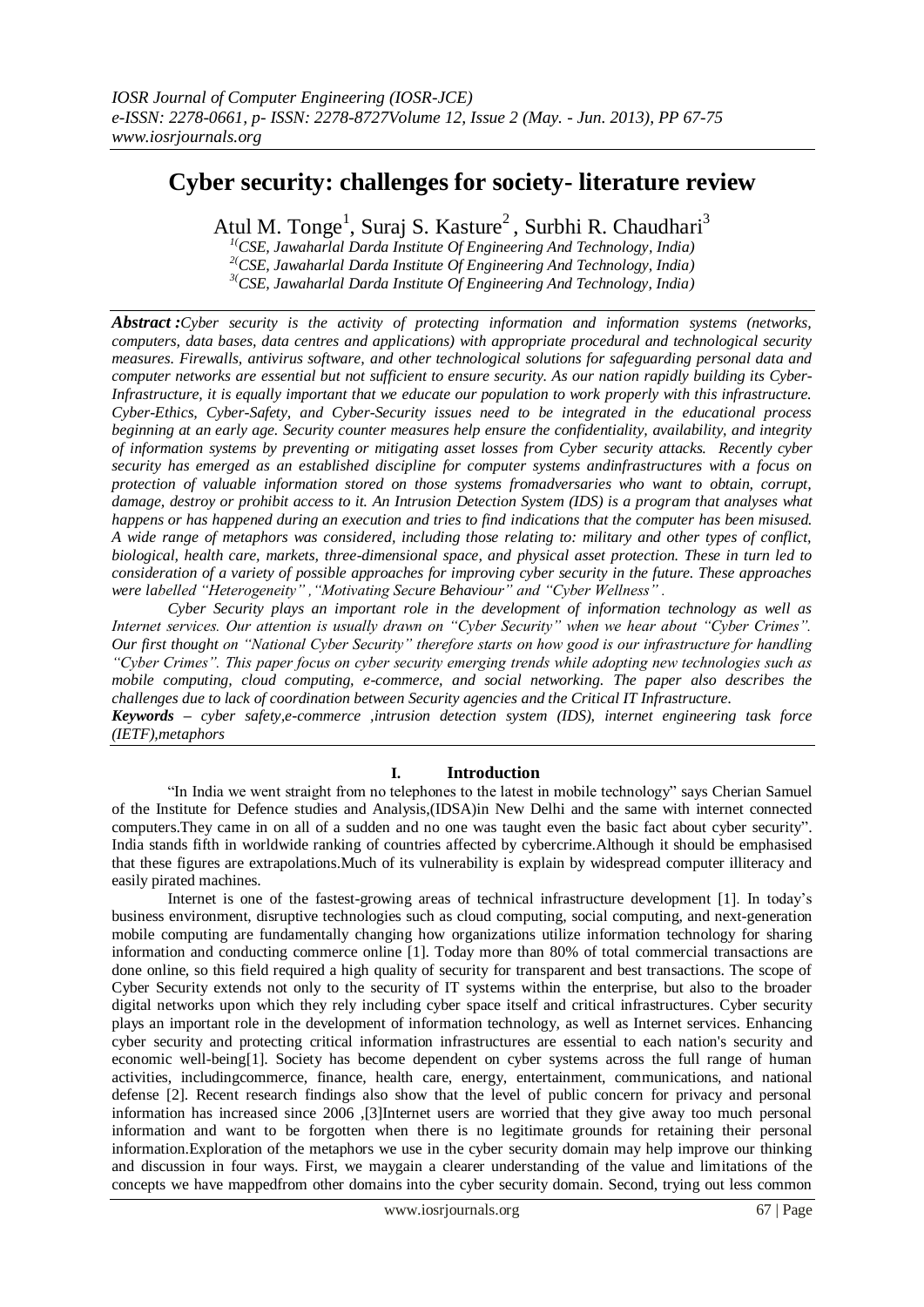# Cyber security: challenges for society- literature review

Atul M. Tonge[1], Suraj S. Kasture[2], Surbhi R. Chaudhari[3]

[1](CSE, Jawaharlal Darda Institute Of Engineering And Technology, India)
[2](CSE, Jawaharlal Darda Institute Of Engineering And Technology, India)
[3](CSE, Jawaharlal Darda Institute Of Engineering And Technology, India)

***Abstract :****Cyber security is the activity of protecting information and information systems (networks, computers, data bases, data centres and applications) with appropriate procedural and technological security measures. Firewalls, antivirus software, and other technological solutions for safeguarding personal data and computer networks are essential but not sufficient to ensure security. As our nation rapidly building its Cyber-Infrastructure, it is equally important that we educate our population to work properly with this infrastructure. Cyber-Ethics, Cyber-Safety, and Cyber-Security issues need to be integrated in the educational process beginning at an early age. Security counter measures help ensure the confidentiality, availability, and integrity of information systems by preventing or mitigating asset losses from Cyber security attacks. Recently cyber security has emerged as an established discipline for computer systems andinfrastructures with a focus on protection of valuable information stored on those systems fromadversaries who want to obtain, corrupt, damage, destroy or prohibit access to it. An Intrusion Detection System (IDS) is a program that analyses what happens or has happened during an execution and tries to find indications that the computer has been misused. A wide range of metaphors was considered, including those relating to: military and other types of conflict, biological, health care, markets, three-dimensional space, and physical asset protection. These in turn led to consideration of a variety of possible approaches for improving cyber security in the future. These approaches were labelled "Heterogeneity" ,"Motivating Secure Behaviour" and "Cyber Wellness" .*

*Cyber Security plays an important role in the development of information technology as well as Internet services. Our attention is usually drawn on "Cyber Security" when we hear about "Cyber Crimes". Our first thought on "National Cyber Security" therefore starts on how good is our infrastructure for handling "Cyber Crimes". This paper focus on cyber security emerging trends while adopting new technologies such as mobile computing, cloud computing, e-commerce, and social networking. The paper also describes the challenges due to lack of coordination between Security agencies and the Critical IT Infrastructure.*

***Keywords –*** *cyber safety,e-commerce ,intrusion detection system (IDS), internet engineering task force (IETF),metaphors*

## I. Introduction

"In India we went straight from no telephones to the latest in mobile technology" says Cherian Samuel of the Institute for Defence studies and Analysis,(IDSA)in New Delhi and the same with internet connected computers.They came in on all of a sudden and no one was taught even the basic fact about cyber security". India stands fifth in worldwide ranking of countries affected by cybercrime.Although it should be emphasised that these figures are extrapolations.Much of its vulnerability is explain by widespread computer illiteracy and easily pirated machines.

Internet is one of the fastest-growing areas of technical infrastructure development [1]. In today's business environment, disruptive technologies such as cloud computing, social computing, and next-generation mobile computing are fundamentally changing how organizations utilize information technology for sharing information and conducting commerce online [1]. Today more than 80% of total commercial transactions are done online, so this field required a high quality of security for transparent and best transactions. The scope of Cyber Security extends not only to the security of IT systems within the enterprise, but also to the broader digital networks upon which they rely including cyber space itself and critical infrastructures. Cyber security plays an important role in the development of information technology, as well as Internet services. Enhancing cyber security and protecting critical information infrastructures are essential to each nation's security and economic well-being[1]. Society has become dependent on cyber systems across the full range of human activities, includingcommerce, finance, health care, energy, entertainment, communications, and national defense [2]. Recent research findings also show that the level of public concern for privacy and personal information has increased since 2006 ,[3]Internet users are worried that they give away too much personal information and want to be forgotten when there is no legitimate grounds for retaining their personal information.Exploration of the metaphors we use in the cyber security domain may help improve our thinking and discussion in four ways. First, we maygain a clearer understanding of the value and limitations of the concepts we have mappedfrom other domains into the cyber security domain. Second, trying out less common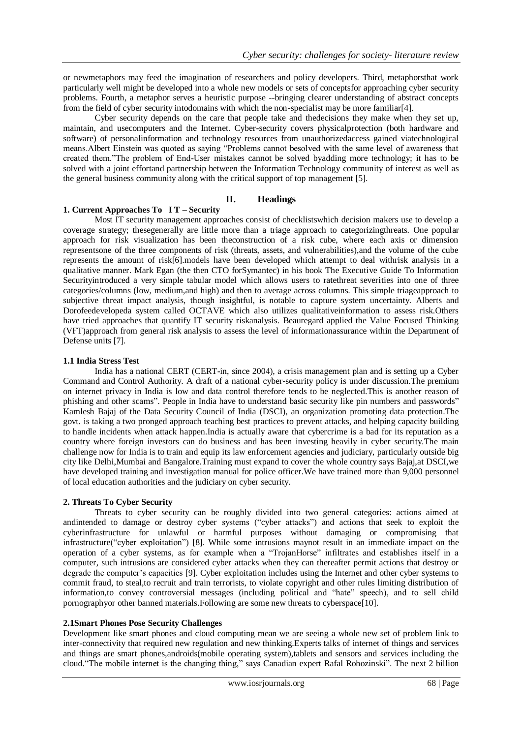or newmetaphors may feed the imagination of researchers and policy developers. Third, metaphorsthat work particularly well might be developed into a whole new models or sets of conceptsfor approaching cyber security problems. Fourth, a metaphor serves a heuristic purpose --bringing clearer understanding of abstract concepts from the field of cyber security intodomains with which the non-specialist may be more familiar[4].

Cyber security depends on the care that people take and thedecisions they make when they set up, maintain, and usecomputers and the Internet. Cyber-security covers physicalprotection (both hardware and software) of personalinformation and technology resources from unauthorizedaccess gained viatechnological means.Albert Einstein was quoted as saying "Problems cannot besolved with the same level of awareness that created them."The problem of End-User mistakes cannot be solved byadding more technology; it has to be solved with a joint effortand partnership between the Information Technology community of interest as well as the general business community along with the critical support of top management [5].

## II. Headings

### 1. Current Approaches To I T – Security

Most IT security management approaches consist of checklistswhich decision makers use to develop a coverage strategy; thesegenerally are little more than a triage approach to categorizingthreats. One popular approach for risk visualization has been theconstruction of a risk cube, where each axis or dimension representsone of the three components of risk (threats, assets, and vulnerabilities),and the volume of the cube represents the amount of risk[6].models have been developed which attempt to deal withrisk analysis in a qualitative manner. Mark Egan (the then CTO forSymantec) in his book The Executive Guide To Information Securityintroduced a very simple tabular model which allows users to ratethreat severities into one of three categories/columns (low, medium,and high) and then to average across columns. This simple triageapproach to subjective threat impact analysis, though insightful, is notable to capture system uncertainty. Alberts and Dorofeedevelopeda system called OCTAVE which also utilizes qualitativeinformation to assess risk.Others have tried approaches that quantify IT security riskanalysis. Beauregard applied the Value Focused Thinking (VFT)approach from general risk analysis to assess the level of informationassurance within the Department of Defense units [7].

### 1.1 India Stress Test

India has a national CERT (CERT-in, since 2004), a crisis management plan and is setting up a Cyber Command and Control Authority. A draft of a national cyber-security policy is under discussion.The premium on internet privacy in India is low and data control therefore tends to be neglected.This is another reason of phishing and other scams". People in India have to understand basic security like pin numbers and passwords" Kamlesh Bajaj of the Data Security Council of India (DSCI), an organization promoting data protection.The govt. is taking a two pronged approach teaching best practices to prevent attacks, and helping capacity building to handle incidents when attack happen.India is actually aware that cybercrime is a bad for its reputation as a country where foreign investors can do business and has been investing heavily in cyber security.The main challenge now for India is to train and equip its law enforcement agencies and judiciary, particularly outside big city like Delhi,Mumbai and Bangalore.Training must expand to cover the whole country says Bajaj,at DSCI,we have developed training and investigation manual for police officer.We have trained more than 9,000 personnel of local education authorities and the judiciary on cyber security.

### 2. Threats To Cyber Security

Threats to cyber security can be roughly divided into two general categories: actions aimed at andintended to damage or destroy cyber systems ("cyber attacks") and actions that seek to exploit the cyberinfrastructure for unlawful or harmful purposes without damaging or compromising that infrastructure("cyber exploitation") [8]. While some intrusions maynot result in an immediate impact on the operation of a cyber systems, as for example when a "TrojanHorse" infiltrates and establishes itself in a computer, such intrusions are considered cyber attacks when they can thereafter permit actions that destroy or degrade the computer's capacities [9]. Cyber exploitation includes using the Internet and other cyber systems to commit fraud, to steal,to recruit and train terrorists, to violate copyright and other rules limiting distribution of information,to convey controversial messages (including political and "hate" speech), and to sell child pornographyor other banned materials.Following are some new threats to cyberspace[10].

### 2.1Smart Phones Pose Security Challenges

Development like smart phones and cloud computing mean we are seeing a whole new set of problem link to inter-connectivity that required new regulation and new thinking.Experts talks of internet of things and services and things are smart phones,androids(mobile operating system),tablets and sensors and services including the cloud."The mobile internet is the changing thing," says Canadian expert Rafal Rohozinski". The next 2 billion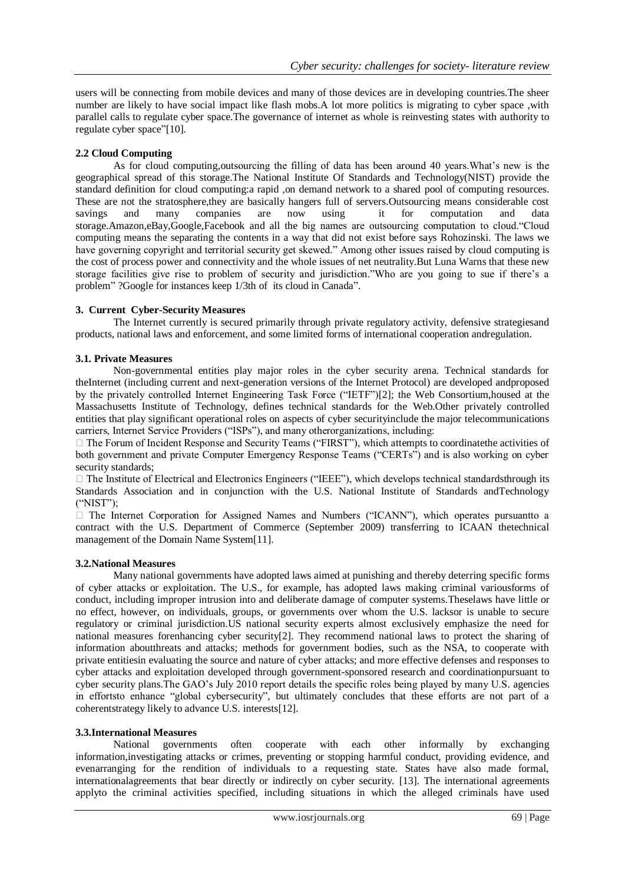users will be connecting from mobile devices and many of those devices are in developing countries.The sheer number are likely to have social impact like flash mobs.A lot more politics is migrating to cyber space ,with parallel calls to regulate cyber space.The governance of internet as whole is reinvesting states with authority to regulate cyber space"[10].

### 2.2 Cloud Computing

As for cloud computing,outsourcing the filling of data has been around 40 years.What's new is the geographical spread of this storage.The National Institute Of Standards and Technology(NIST) provide the standard definition for cloud computing:a rapid ,on demand network to a shared pool of computing resources. These are not the stratosphere,they are basically hangers full of servers.Outsourcing means considerable cost savings and many companies are now using it for computation and data storage.Amazon,eBay,Google,Facebook and all the big names are outsourcing computation to cloud."Cloud computing means the separating the contents in a way that did not exist before says Rohozinski. The laws we have governing copyright and territorial security get skewed." Among other issues raised by cloud computing is the cost of process power and connectivity and the whole issues of net neutrality.But Luna Warns that these new storage facilities give rise to problem of security and jurisdiction."Who are you going to sue if there's a problem" ?Google for instances keep 1/3th of its cloud in Canada".

## 3. Current Cyber-Security Measures

The Internet currently is secured primarily through private regulatory activity, defensive strategiesand products, national laws and enforcement, and some limited forms of international cooperation andregulation.

### 3.1. Private Measures

Non-governmental entities play major roles in the cyber security arena. Technical standards for theInternet (including current and next-generation versions of the Internet Protocol) are developed andproposed by the privately controlled Internet Engineering Task Force ("IETF")[2]; the Web Consortium,housed at the Massachusetts Institute of Technology, defines technical standards for the Web.Other privately controlled entities that play significant operational roles on aspects of cyber securityinclude the major telecommunications carriers, Internet Service Providers ("ISPs"), and many otherorganizations, including:

- The Forum of Incident Response and Security Teams ("FIRST"), which attempts to coordinatethe activities of both government and private Computer Emergency Response Teams ("CERTs") and is also working on cyber security standards;
- The Institute of Electrical and Electronics Engineers ("IEEE"), which develops technical standardsthrough its Standards Association and in conjunction with the U.S. National Institute of Standards andTechnology ("NIST");
- The Internet Corporation for Assigned Names and Numbers ("ICANN"), which operates pursuantto a contract with the U.S. Department of Commerce (September 2009) transferring to ICAAN thetechnical management of the Domain Name System[11].

### 3.2.National Measures

Many national governments have adopted laws aimed at punishing and thereby deterring specific forms of cyber attacks or exploitation. The U.S., for example, has adopted laws making criminal variousforms of conduct, including improper intrusion into and deliberate damage of computer systems.Theselaws have little or no effect, however, on individuals, groups, or governments over whom the U.S. lacksor is unable to secure regulatory or criminal jurisdiction.US national security experts almost exclusively emphasize the need for national measures forenhancing cyber security[2]. They recommend national laws to protect the sharing of information aboutthreats and attacks; methods for government bodies, such as the NSA, to cooperate with private entitiesin evaluating the source and nature of cyber attacks; and more effective defenses and responses to cyber attacks and exploitation developed through government-sponsored research and coordinationpursuant to cyber security plans.The GAO's July 2010 report details the specific roles being played by many U.S. agencies in effortsto enhance "global cybersecurity", but ultimately concludes that these efforts are not part of a coherentstrategy likely to advance U.S. interests[12].

### 3.3.International Measures

National governments often cooperate with each other informally by exchanging information,investigating attacks or crimes, preventing or stopping harmful conduct, providing evidence, and evenarranging for the rendition of individuals to a requesting state. States have also made formal, internationalagreements that bear directly or indirectly on cyber security. [13]. The international agreements applyto the criminal activities specified, including situations in which the alleged criminals have used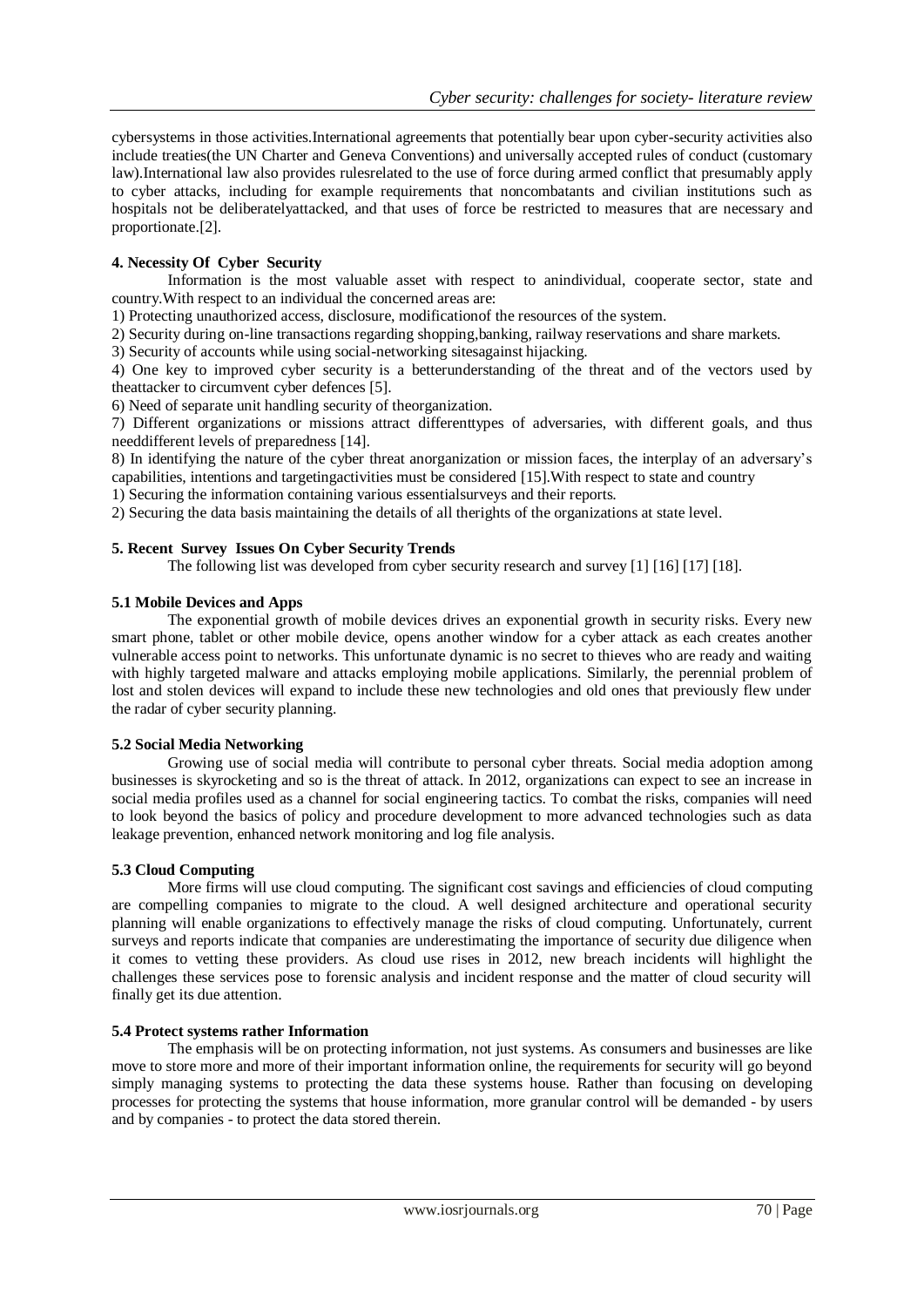cybersystems in those activities.International agreements that potentially bear upon cyber-security activities also include treaties(the UN Charter and Geneva Conventions) and universally accepted rules of conduct (customary law).International law also provides rulesrelated to the use of force during armed conflict that presumably apply to cyber attacks, including for example requirements that noncombatants and civilian institutions such as hospitals not be deliberatelyattacked, and that uses of force be restricted to measures that are necessary and proportionate.[2].

### 4. Necessity Of Cyber Security

Information is the most valuable asset with respect to anindividual, cooperate sector, state and country.With respect to an individual the concerned areas are:

1) Protecting unauthorized access, disclosure, modificationof the resources of the system.
2) Security during on-line transactions regarding shopping,banking, railway reservations and share markets.
3) Security of accounts while using social-networking sitesagainst hijacking.
4) One key to improved cyber security is a betterunderstanding of the threat and of the vectors used by theattacker to circumvent cyber defences [5].
6) Need of separate unit handling security of theorganization.
7) Different organizations or missions attract differenttypes of adversaries, with different goals, and thus needdifferent levels of preparedness [14].
8) In identifying the nature of the cyber threat anorganization or mission faces, the interplay of an adversary's capabilities, intentions and targetingactivities must be considered [15].With respect to state and country
1) Securing the information containing various essentialsurveys and their reports.
2) Securing the data basis maintaining the details of all therights of the organizations at state level.

### 5. Recent Survey Issues On Cyber Security Trends

The following list was developed from cyber security research and survey [1] [16] [17] [18].

#### 5.1 Mobile Devices and Apps

The exponential growth of mobile devices drives an exponential growth in security risks. Every new smart phone, tablet or other mobile device, opens another window for a cyber attack as each creates another vulnerable access point to networks. This unfortunate dynamic is no secret to thieves who are ready and waiting with highly targeted malware and attacks employing mobile applications. Similarly, the perennial problem of lost and stolen devices will expand to include these new technologies and old ones that previously flew under the radar of cyber security planning.

#### 5.2 Social Media Networking

Growing use of social media will contribute to personal cyber threats. Social media adoption among businesses is skyrocketing and so is the threat of attack. In 2012, organizations can expect to see an increase in social media profiles used as a channel for social engineering tactics. To combat the risks, companies will need to look beyond the basics of policy and procedure development to more advanced technologies such as data leakage prevention, enhanced network monitoring and log file analysis.

#### 5.3 Cloud Computing

More firms will use cloud computing. The significant cost savings and efficiencies of cloud computing are compelling companies to migrate to the cloud. A well designed architecture and operational security planning will enable organizations to effectively manage the risks of cloud computing. Unfortunately, current surveys and reports indicate that companies are underestimating the importance of security due diligence when it comes to vetting these providers. As cloud use rises in 2012, new breach incidents will highlight the challenges these services pose to forensic analysis and incident response and the matter of cloud security will finally get its due attention.

#### 5.4 Protect systems rather Information

The emphasis will be on protecting information, not just systems. As consumers and businesses are like move to store more and more of their important information online, the requirements for security will go beyond simply managing systems to protecting the data these systems house. Rather than focusing on developing processes for protecting the systems that house information, more granular control will be demanded - by users and by companies - to protect the data stored therein.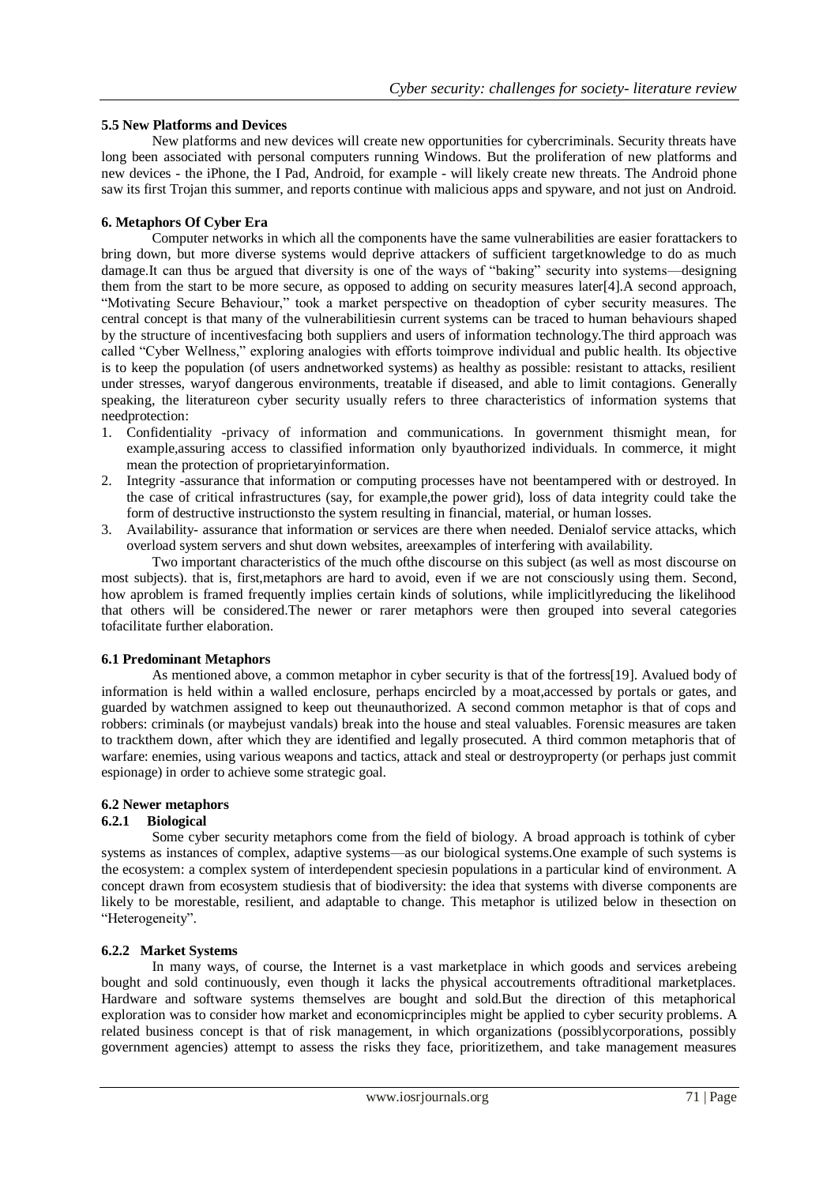### 5.5 New Platforms and Devices

New platforms and new devices will create new opportunities for cybercriminals. Security threats have long been associated with personal computers running Windows. But the proliferation of new platforms and new devices - the iPhone, the I Pad, Android, for example - will likely create new threats. The Android phone saw its first Trojan this summer, and reports continue with malicious apps and spyware, and not just on Android.

## 6. Metaphors Of Cyber Era

Computer networks in which all the components have the same vulnerabilities are easier forattackers to bring down, but more diverse systems would deprive attackers of sufficient targetknowledge to do as much damage.It can thus be argued that diversity is one of the ways of "baking" security into systems—designing them from the start to be more secure, as opposed to adding on security measures later[4].A second approach, "Motivating Secure Behaviour," took a market perspective on theadoption of cyber security measures. The central concept is that many of the vulnerabilitiesin current systems can be traced to human behaviours shaped by the structure of incentivesfacing both suppliers and users of information technology.The third approach was called "Cyber Wellness," exploring analogies with efforts toimprove individual and public health. Its objective is to keep the population (of users andnetworked systems) as healthy as possible: resistant to attacks, resilient under stresses, waryof dangerous environments, treatable if diseased, and able to limit contagions. Generally speaking, the literatureon cyber security usually refers to three characteristics of information systems that needprotection:

1. Confidentiality -privacy of information and communications. In government thismight mean, for example,assuring access to classified information only byauthorized individuals. In commerce, it might mean the protection of proprietaryinformation.
2. Integrity -assurance that information or computing processes have not beentampered with or destroyed. In the case of critical infrastructures (say, for example,the power grid), loss of data integrity could take the form of destructive instructionsto the system resulting in financial, material, or human losses.
3. Availability- assurance that information or services are there when needed. Denialof service attacks, which overload system servers and shut down websites, areexamples of interfering with availability.

Two important characteristics of the much ofthe discourse on this subject (as well as most discourse on most subjects). that is, first,metaphors are hard to avoid, even if we are not consciously using them. Second, how aproblem is framed frequently implies certain kinds of solutions, while implicitlyreducing the likelihood that others will be considered.The newer or rarer metaphors were then grouped into several categories tofacilitate further elaboration.

### 6.1 Predominant Metaphors

As mentioned above, a common metaphor in cyber security is that of the fortress[19]. Avalued body of information is held within a walled enclosure, perhaps encircled by a moat,accessed by portals or gates, and guarded by watchmen assigned to keep out theunauthorized. A second common metaphor is that of cops and robbers: criminals (or maybejust vandals) break into the house and steal valuables. Forensic measures are taken to trackthem down, after which they are identified and legally prosecuted. A third common metaphoris that of warfare: enemies, using various weapons and tactics, attack and steal or destroyproperty (or perhaps just commit espionage) in order to achieve some strategic goal.

### 6.2 Newer metaphors

#### 6.2.1 Biological

Some cyber security metaphors come from the field of biology. A broad approach is tothink of cyber systems as instances of complex, adaptive systems—as our biological systems.One example of such systems is the ecosystem: a complex system of interdependent speciesin populations in a particular kind of environment. A concept drawn from ecosystem studiesis that of biodiversity: the idea that systems with diverse components are likely to be morestable, resilient, and adaptable to change. This metaphor is utilized below in thesection on "Heterogeneity".

#### 6.2.2 Market Systems

In many ways, of course, the Internet is a vast marketplace in which goods and services arebeing bought and sold continuously, even though it lacks the physical accoutrements oftraditional marketplaces. Hardware and software systems themselves are bought and sold.But the direction of this metaphorical exploration was to consider how market and economicprinciples might be applied to cyber security problems. A related business concept is that of risk management, in which organizations (possiblycorporations, possibly government agencies) attempt to assess the risks they face, prioritizethem, and take management measures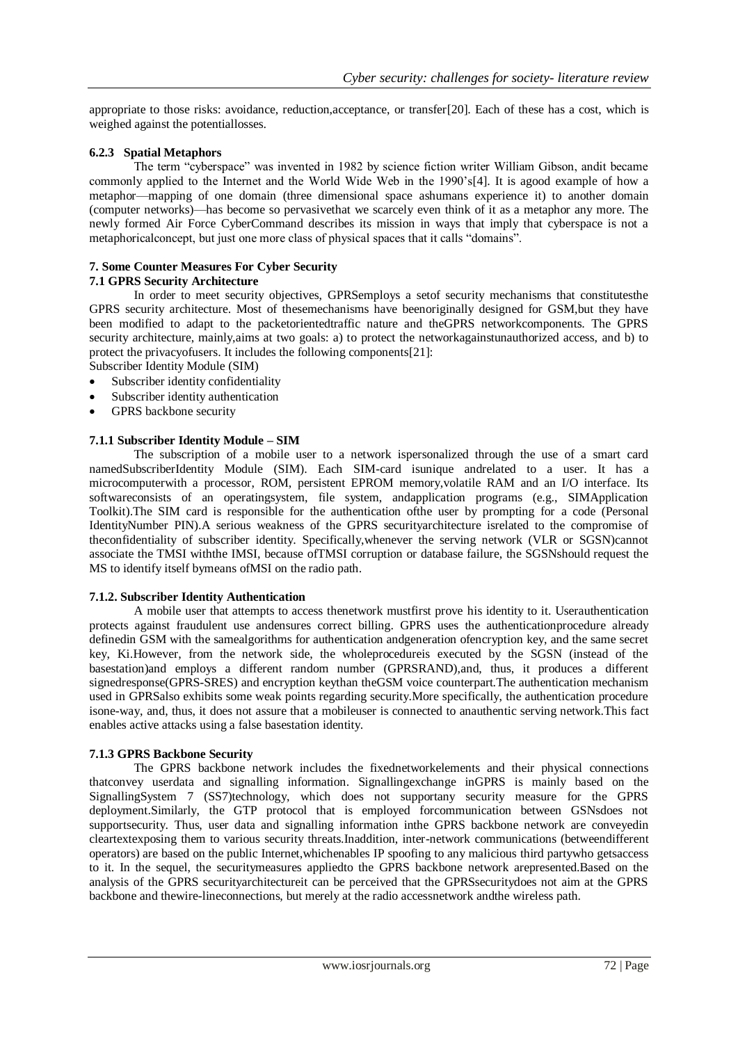appropriate to those risks: avoidance, reduction,acceptance, or transfer[20]. Each of these has a cost, which is weighed against the potentiallosses.

#### 6.2.3 Spatial Metaphors

The term "cyberspace" was invented in 1982 by science fiction writer William Gibson, andit became commonly applied to the Internet and the World Wide Web in the 1990's[4]. It is agood example of how a metaphor—mapping of one domain (three dimensional space ashumans experience it) to another domain (computer networks)—has become so pervasivethat we scarcely even think of it as a metaphor any more. The newly formed Air Force CyberCommand describes its mission in ways that imply that cyberspace is not a metaphoricalconcept, but just one more class of physical spaces that it calls "domains".

## 7. Some Counter Measures For Cyber Security

### 7.1 GPRS Security Architecture

In order to meet security objectives, GPRSemploys a setof security mechanisms that constitutesthe GPRS security architecture. Most of thesemechanisms have beenoriginally designed for GSM,but they have been modified to adapt to the packetorientedtraffic nature and theGPRS networkcomponents. The GPRS security architecture, mainly,aims at two goals: a) to protect the networkagainstunauthorized access, and b) to protect the privacyofusers. It includes the following components[21]:

Subscriber Identity Module (SIM)

- Subscriber identity confidentiality
- Subscriber identity authentication
- GPRS backbone security

#### 7.1.1 Subscriber Identity Module – SIM

The subscription of a mobile user to a network ispersonalized through the use of a smart card namedSubscriberIdentity Module (SIM). Each SIM-card isunique andrelated to a user. It has a microcomputerwith a processor, ROM, persistent EPROM memory,volatile RAM and an I/O interface. Its softwareconsists of an operatingsystem, file system, andapplication programs (e.g., SIMApplication Toolkit).The SIM card is responsible for the authentication ofthe user by prompting for a code (Personal IdentityNumber PIN).A serious weakness of the GPRS securityarchitecture isrelated to the compromise of theconfidentiality of subscriber identity. Specifically,whenever the serving network (VLR or SGSN)cannot associate the TMSI withthe IMSI, because ofTMSI corruption or database failure, the SGSNshould request the MS to identify itself bymeans ofMSI on the radio path.

#### 7.1.2. Subscriber Identity Authentication

A mobile user that attempts to access thenetwork mustfirst prove his identity to it. Userauthentication protects against fraudulent use andensures correct billing. GPRS uses the authenticationprocedure already definedin GSM with the samealgorithms for authentication andgeneration ofencryption key, and the same secret key, Ki.However, from the network side, the wholeprocedureis executed by the SGSN (instead of the basestation)and employs a different random number (GPRSRAND),and, thus, it produces a different signedresponse(GPRS-SRES) and encryption keythan theGSM voice counterpart.The authentication mechanism used in GPRSalso exhibits some weak points regarding security.More specifically, the authentication procedure isone-way, and, thus, it does not assure that a mobileuser is connected to anauthentic serving network.This fact enables active attacks using a false basestation identity.

#### 7.1.3 GPRS Backbone Security

The GPRS backbone network includes the fixednetworkelements and their physical connections thatconvey userdata and signalling information. Signallingexchange inGPRS is mainly based on the SignallingSystem 7 (SS7)technology, which does not supportany security measure for the GPRS deployment.Similarly, the GTP protocol that is employed forcommunication between GSNsdoes not supportsecurity. Thus, user data and signalling information inthe GPRS backbone network are conveyedin cleartextexposing them to various security threats.Inaddition, inter-network communications (betweendifferent operators) are based on the public Internet,whichenables IP spoofing to any malicious third partywho getsaccess to it. In the sequel, the securitymeasures appliedto the GPRS backbone network arepresented.Based on the analysis of the GPRS securityarchitectureit can be perceived that the GPRSsecuritydoes not aim at the GPRS backbone and thewire-lineconnections, but merely at the radio accessnetwork andthe wireless path.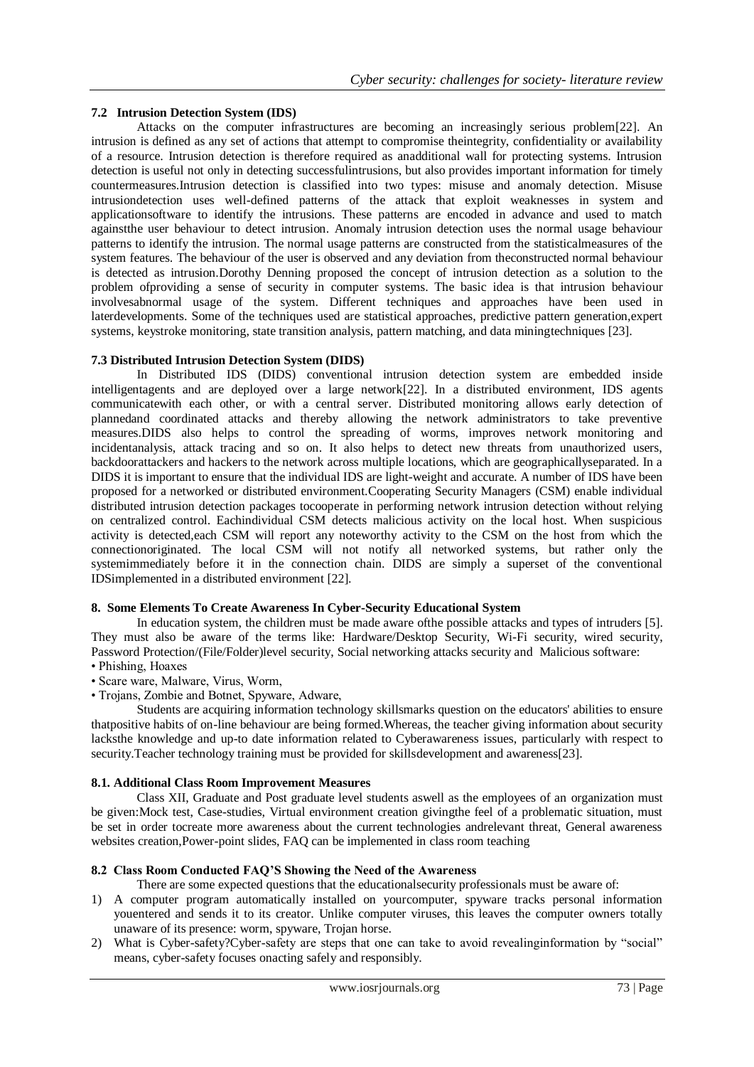### 7.2 Intrusion Detection System (IDS)

Attacks on the computer infrastructures are becoming an increasingly serious problem[22]. An intrusion is defined as any set of actions that attempt to compromise theintegrity, confidentiality or availability of a resource. Intrusion detection is therefore required as anadditional wall for protecting systems. Intrusion detection is useful not only in detecting successfulintrusions, but also provides important information for timely countermeasures.Intrusion detection is classified into two types: misuse and anomaly detection. Misuse intrusiondetection uses well-defined patterns of the attack that exploit weaknesses in system and applicationsoftware to identify the intrusions. These patterns are encoded in advance and used to match againstthe user behaviour to detect intrusion. Anomaly intrusion detection uses the normal usage behaviour patterns to identify the intrusion. The normal usage patterns are constructed from the statisticalmeasures of the system features. The behaviour of the user is observed and any deviation from theconstructed normal behaviour is detected as intrusion.Dorothy Denning proposed the concept of intrusion detection as a solution to the problem ofproviding a sense of security in computer systems. The basic idea is that intrusion behaviour involvesabnormal usage of the system. Different techniques and approaches have been used in laterdevelopments. Some of the techniques used are statistical approaches, predictive pattern generation,expert systems, keystroke monitoring, state transition analysis, pattern matching, and data miningtechniques [23].

### 7.3 Distributed Intrusion Detection System (DIDS)

In Distributed IDS (DIDS) conventional intrusion detection system are embedded inside intelligentagents and are deployed over a large network[22]. In a distributed environment, IDS agents communicatewith each other, or with a central server. Distributed monitoring allows early detection of plannedand coordinated attacks and thereby allowing the network administrators to take preventive measures.DIDS also helps to control the spreading of worms, improves network monitoring and incidentanalysis, attack tracing and so on. It also helps to detect new threats from unauthorized users, backdoorattackers and hackers to the network across multiple locations, which are geographicallyseparated. In a DIDS it is important to ensure that the individual IDS are light-weight and accurate. A number of IDS have been proposed for a networked or distributed environment.Cooperating Security Managers (CSM) enable individual distributed intrusion detection packages tocooperate in performing network intrusion detection without relying on centralized control. Eachindividual CSM detects malicious activity on the local host. When suspicious activity is detected,each CSM will report any noteworthy activity to the CSM on the host from which the connectionoriginated. The local CSM will not notify all networked systems, but rather only the systemimmediately before it in the connection chain. DIDS are simply a superset of the conventional IDSimplemented in a distributed environment [22].

## 8. Some Elements To Create Awareness In Cyber-Security Educational System

In education system, the children must be made aware ofthe possible attacks and types of intruders [5]. They must also be aware of the terms like: Hardware/Desktop Security, Wi-Fi security, wired security, Password Protection/(File/Folder)level security, Social networking attacks security and Malicious software:

- Phishing, Hoaxes
- Scare ware, Malware, Virus, Worm,
- Trojans, Zombie and Botnet, Spyware, Adware,

Students are acquiring information technology skillsmarks question on the educators' abilities to ensure thatpositive habits of on-line behaviour are being formed.Whereas, the teacher giving information about security lacksthe knowledge and up-to date information related to Cyberawareness issues, particularly with respect to security.Teacher technology training must be provided for skillsdevelopment and awareness[23].

### 8.1. Additional Class Room Improvement Measures

Class XII, Graduate and Post graduate level students aswell as the employees of an organization must be given:Mock test, Case-studies, Virtual environment creation givingthe feel of a problematic situation, must be set in order tocreate more awareness about the current technologies andrelevant threat, General awareness websites creation,Power-point slides, FAQ can be implemented in class room teaching

### 8.2 Class Room Conducted FAQ'S Showing the Need of the Awareness

There are some expected questions that the educationalsecurity professionals must be aware of:

1) A computer program automatically installed on yourcomputer, spyware tracks personal information youentered and sends it to its creator. Unlike computer viruses, this leaves the computer owners totally unaware of its presence: worm, spyware, Trojan horse.
2) What is Cyber-safety?Cyber-safety are steps that one can take to avoid revealinginformation by "social" means, cyber-safety focuses onacting safely and responsibly.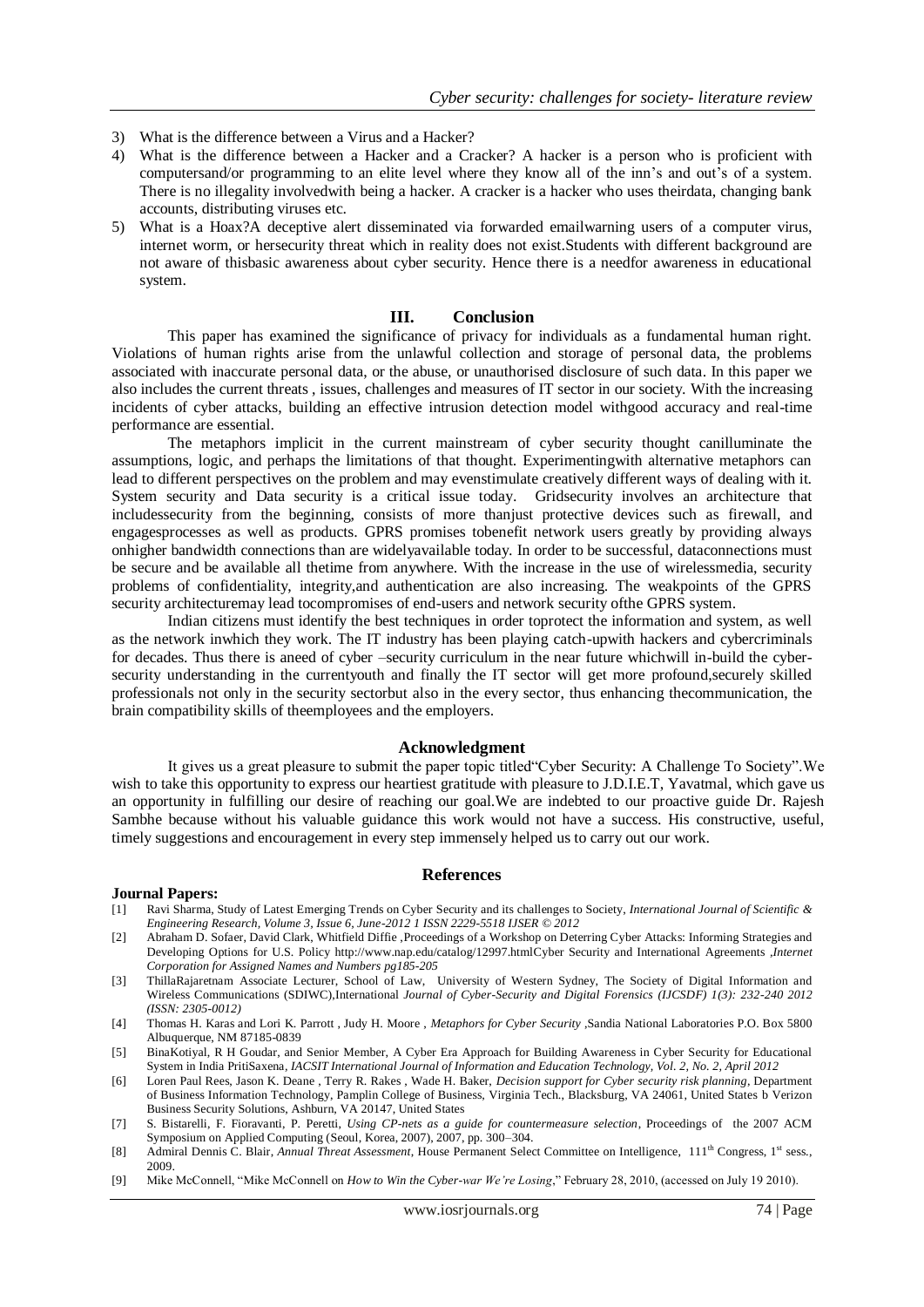3) What is the difference between a Virus and a Hacker?
4) What is the difference between a Hacker and a Cracker? A hacker is a person who is proficient with computersand/or programming to an elite level where they know all of the inn's and out's of a system. There is no illegality involvedwith being a hacker. A cracker is a hacker who uses theirdata, changing bank accounts, distributing viruses etc.
5) What is a Hoax?A deceptive alert disseminated via forwarded emailwarning users of a computer virus, internet worm, or hersecurity threat which in reality does not exist.Students with different background are not aware of thisbasic awareness about cyber security. Hence there is a needfor awareness in educational system.

## III. Conclusion

This paper has examined the significance of privacy for individuals as a fundamental human right. Violations of human rights arise from the unlawful collection and storage of personal data, the problems associated with inaccurate personal data, or the abuse, or unauthorised disclosure of such data. In this paper we also includes the current threats , issues, challenges and measures of IT sector in our society. With the increasing incidents of cyber attacks, building an effective intrusion detection model withgood accuracy and real-time performance are essential.

The metaphors implicit in the current mainstream of cyber security thought canilluminate the assumptions, logic, and perhaps the limitations of that thought. Experimentingwith alternative metaphors can lead to different perspectives on the problem and may evenstimulate creatively different ways of dealing with it. System security and Data security is a critical issue today. Gridsecurity involves an architecture that includessecurity from the beginning, consists of more thanjust protective devices such as firewall, and engagesprocesses as well as products. GPRS promises tobenefit network users greatly by providing always onhigher bandwidth connections than are widelyavailable today. In order to be successful, dataconnections must be secure and be available all thetime from anywhere. With the increase in the use of wirelessmedia, security problems of confidentiality, integrity,and authentication are also increasing. The weakpoints of the GPRS security architecturemay lead tocompromises of end-users and network security ofthe GPRS system.

Indian citizens must identify the best techniques in order toprotect the information and system, as well as the network inwhich they work. The IT industry has been playing catch-upwith hackers and cybercriminals for decades. Thus there is aneed of cyber –security curriculum in the near future whichwill in-build the cyber-security understanding in the currentyouth and finally the IT sector will get more profound,securely skilled professionals not only in the security sectorbut also in the every sector, thus enhancing thecommunication, the brain compatibility skills of theemployees and the employers.

## Acknowledgment

It gives us a great pleasure to submit the paper topic titled"Cyber Security: A Challenge To Society".We wish to take this opportunity to express our heartiest gratitude with pleasure to J.D.I.E.T, Yavatmal, which gave us an opportunity in fulfilling our desire of reaching our goal.We are indebted to our proactive guide Dr. Rajesh Sambhe because without his valuable guidance this work would not have a success. His constructive, useful, timely suggestions and encouragement in every step immensely helped us to carry out our work.

## References

**Journal Papers:**

[1] Ravi Sharma, Study of Latest Emerging Trends on Cyber Security and its challenges to Society, *International Journal of Scientific & Engineering Research, Volume 3, Issue 6, June-2012 1 ISSN 2229-5518 IJSER © 2012*

[2] Abraham D. Sofaer, David Clark, Whitfield Diffie ,Proceedings of a Workshop on Deterring Cyber Attacks: Informing Strategies and Developing Options for U.S. Policy http://www.nap.edu/catalog/12997.htmlCyber Security and International Agreements ,*Internet Corporation for Assigned Names and Numbers pg185-205*

[3] ThillaRajaretnam Associate Lecturer, School of Law, University of Western Sydney, The Society of Digital Information and Wireless Communications (SDIWC),International *Journal of Cyber-Security and Digital Forensics (IJCSDF) 1(3): 232-240 2012 (ISSN: 2305-0012)*

[4] Thomas H. Karas and Lori K. Parrott , Judy H. Moore , *Metaphors for Cyber Security* ,Sandia National Laboratories P.O. Box 5800 Albuquerque, NM 87185-0839

[5] BinaKotiyal, R H Goudar, and Senior Member, A Cyber Era Approach for Building Awareness in Cyber Security for Educational System in India PritiSaxena, *IACSIT International Journal of Information and Education Technology, Vol. 2, No. 2, April 2012*

[6] Loren Paul Rees, Jason K. Deane , Terry R. Rakes , Wade H. Baker, *Decision support for Cyber security risk planning*, Department of Business Information Technology, Pamplin College of Business, Virginia Tech., Blacksburg, VA 24061, United States b Verizon Business Security Solutions, Ashburn, VA 20147, United States

[7] S. Bistarelli, F. Fioravanti, P. Peretti, *Using CP-nets as a guide for countermeasure selection*, Proceedings of the 2007 ACM Symposium on Applied Computing (Seoul, Korea, 2007), 2007, pp. 300–304.

[8] Admiral Dennis C. Blair, *Annual Threat Assessment*, House Permanent Select Committee on Intelligence, 111th Congress, 1st sess., 2009.

[9] Mike McConnell, "Mike McConnell on *How to Win the Cyber-war We're Losing*," February 28, 2010, (accessed on July 19 2010).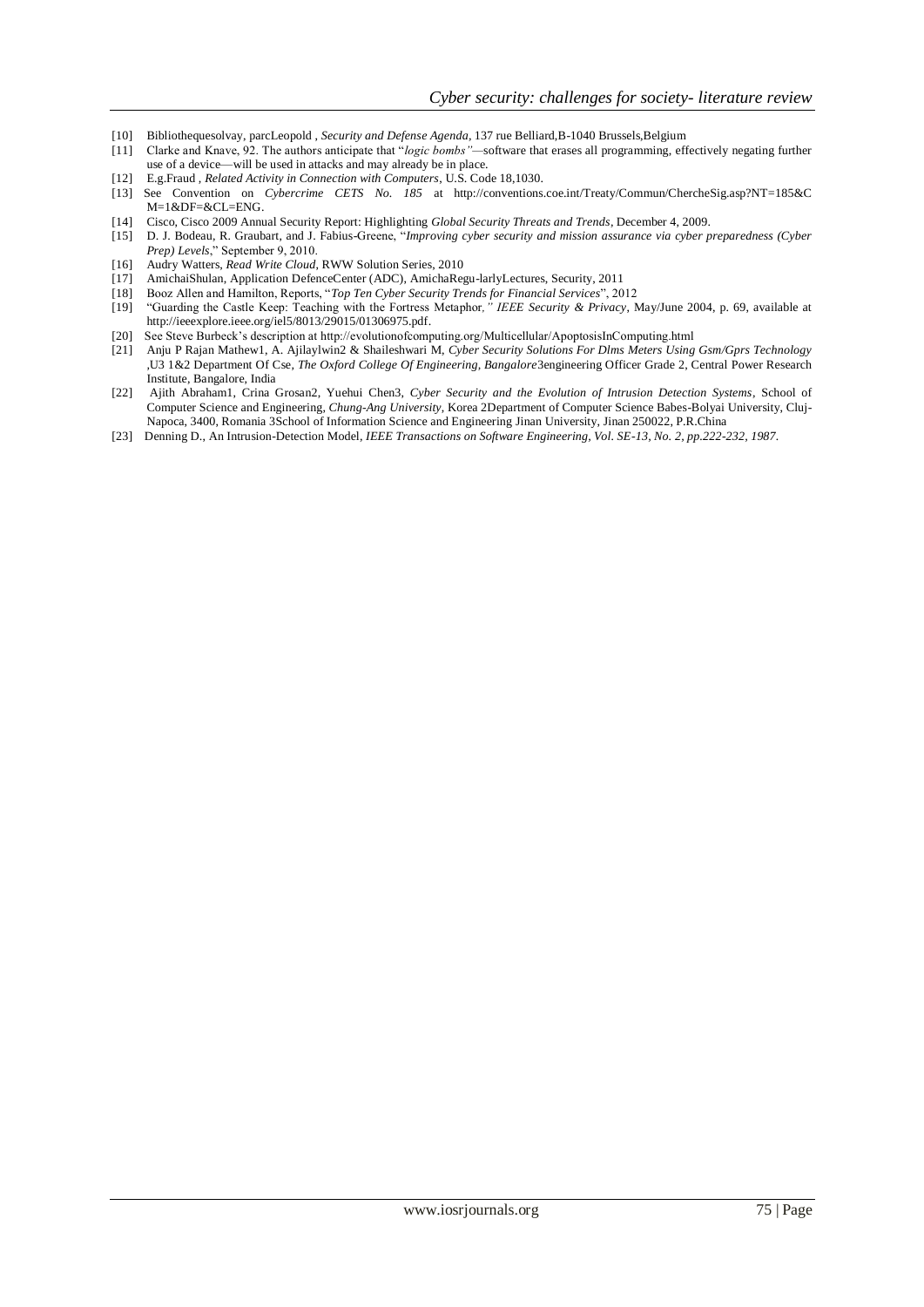[10] Bibliothequesolvay, parcLeopold , *Security and Defense Agenda,* 137 rue Belliard,B-1040 Brussels,Belgium

[11] Clarke and Knave, 92. The authors anticipate that "*logic bombs"*—software that erases all programming, effectively negating further use of a device—will be used in attacks and may already be in place.

[12] E.g.Fraud , *Related Activity in Connection with Computers*, U.S. Code 18,1030.

[13] See Convention on *Cybercrime CETS No. 185* at http://conventions.coe.int/Treaty/Commun/ChercheSig.asp?NT=185&CM=1&DF=&CL=ENG.

[14] Cisco, Cisco 2009 Annual Security Report: Highlighting *Global Security Threats and Trends*, December 4, 2009.

[15] D. J. Bodeau, R. Graubart, and J. Fabius-Greene, "*Improving cyber security and mission assurance via cyber preparedness (Cyber Prep) Levels*," September 9, 2010.

[16] Audry Watters, *Read Write Cloud*, RWW Solution Series, 2010

[17] AmichaiShulan, Application DefenceCenter (ADC), AmichaRegu-larlyLectures, Security, 2011

[18] Booz Allen and Hamilton, Reports, "*Top Ten Cyber Security Trends for Financial Services*", 2012

[19] "Guarding the Castle Keep: Teaching with the Fortress Metaphor*," IEEE Security & Privacy*, May/June 2004, p. 69, available at http://ieeexplore.ieee.org/iel5/8013/29015/01306975.pdf.

[20] See Steve Burbeck's description at http://evolutionofcomputing.org/Multicellular/ApoptosisInComputing.html

[21] Anju P Rajan Mathew1, A. Ajilaylwin2 & Shaileshwari M, *Cyber Security Solutions For Dlms Meters Using Gsm/Gprs Technology* ,U3 1&2 Department Of Cse, *The Oxford College Of Engineering, Bangalore*3engineering Officer Grade 2, Central Power Research Institute, Bangalore, India

[22] Ajith Abraham1, Crina Grosan2, Yuehui Chen3, *Cyber Security and the Evolution of Intrusion Detection Systems*, School of Computer Science and Engineering, *Chung-Ang University*, Korea 2Department of Computer Science Babes-Bolyai University, Cluj-Napoca, 3400, Romania 3School of Information Science and Engineering Jinan University, Jinan 250022, P.R.China

[23] Denning D., An Intrusion-Detection Model, *IEEE Transactions on Software Engineering, Vol. SE-13, No. 2, pp.222-232, 1987*.